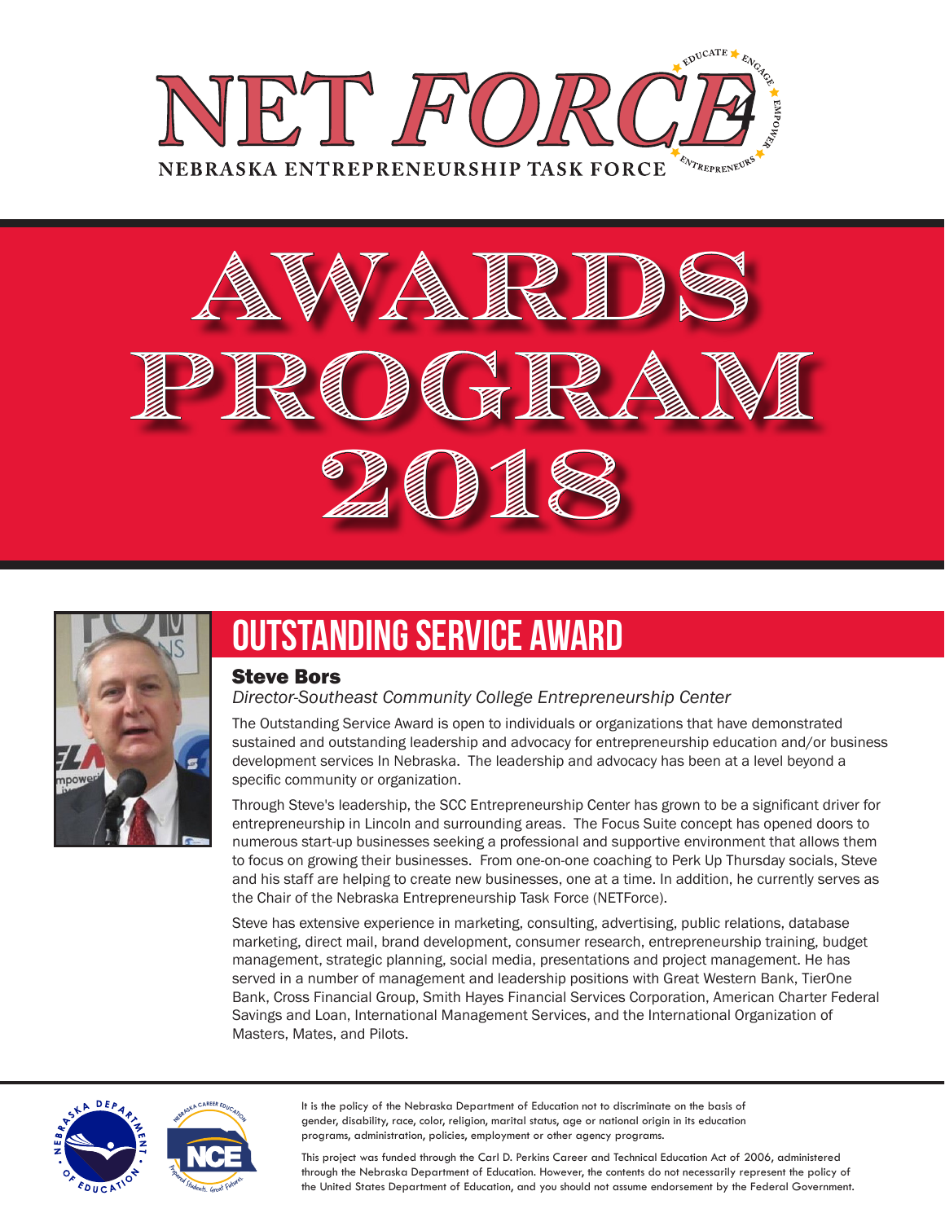# NET FORCE

EDUCATE ★ ENGAGE ★ EMPOWER ★ ENTREPRENEURS

NEBRASKA ENTREPRENEURSHIP TASK FORCE

# AWARDS PROGRAM 2018

## OUTSTANDING SERVICE AWARD

### Steve Bors

*Director-Southeast Community College Entrepreneurship Center*

The Outstanding Service Award is open to individuals or organizations that have demonstrated sustained and outstanding leadership and advocacy for entrepreneurship education and/or business development services In Nebraska. The leadership and advocacy has been at a level beyond a specific community or organization.

Through Steve's leadership, the SCC Entrepreneurship Center has grown to be a significant driver for entrepreneurship in Lincoln and surrounding areas. The Focus Suite concept has opened doors to numerous start-up businesses seeking a professional and supportive environment that allows them to focus on growing their businesses. From one-on-one coaching to Perk Up Thursday socials, Steve and his staff are helping to create new businesses, one at a time. In addition, he currently serves as the Chair of the Nebraska Entrepreneurship Task Force (NETForce).

Steve has extensive experience in marketing, consulting, advertising, public relations, database marketing, direct mail, brand development, consumer research, entrepreneurship training, budget management, strategic planning, social media, presentations and project management. He has served in a number of management and leadership positions with Great Western Bank, TierOne Bank, Cross Financial Group, Smith Hayes Financial Services Corporation, American Charter Federal Savings and Loan, International Management Services, and the International Organization of Masters, Mates, and Pilots.

It is the policy of the Nebraska Department of Education not to discriminate on the basis of gender, disability, race, color, religion, marital status, age or national origin in its education programs, administration, policies, employment or other agency programs.

This project was funded through the Carl D. Perkins Career and Technical Education Act of 2006, administered through the Nebraska Department of Education. However, the contents do not necessarily represent the policy of the United States Department of Education, and you should not assume endorsement by the Federal Government.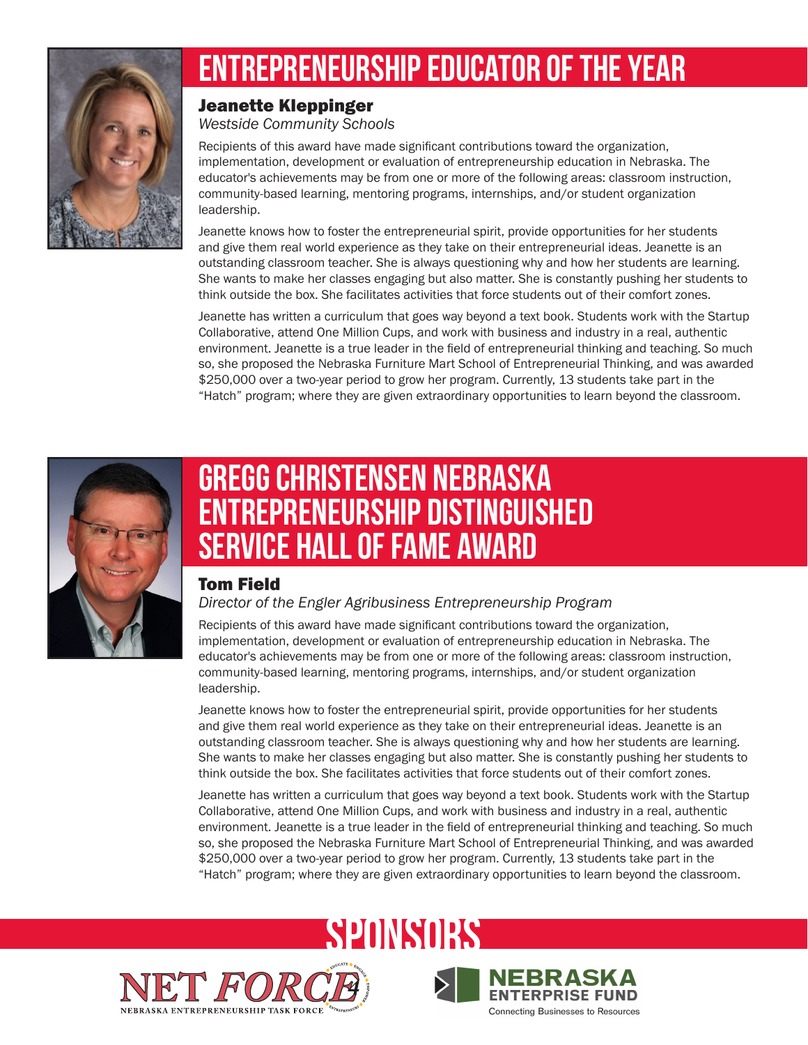# ENTREPRENEURSHIP EDUCATOR OF THE YEAR

**Jeanette Kleppinger**

*Westside Community Schools*

Recipients of this award have made significant contributions toward the organization, implementation, development or evaluation of entrepreneurship education in Nebraska. The educator's achievements may be from one or more of the following areas: classroom instruction, community-based learning, mentoring programs, internships, and/or student organization leadership.

Jeanette knows how to foster the entrepreneurial spirit, provide opportunities for her students and give them real world experience as they take on their entrepreneurial ideas. Jeanette is an outstanding classroom teacher. She is always questioning why and how her students are learning. She wants to make her classes engaging but also matter. She is constantly pushing her students to think outside the box. She facilitates activities that force students out of their comfort zones.

Jeanette has written a curriculum that goes way beyond a text book. Students work with the Startup Collaborative, attend One Million Cups, and work with business and industry in a real, authentic environment. Jeanette is a true leader in the field of entrepreneurial thinking and teaching. So much so, she proposed the Nebraska Furniture Mart School of Entrepreneurial Thinking, and was awarded $250,000 over a two-year period to grow her program. Currently, 13 students take part in the "Hatch" program; where they are given extraordinary opportunities to learn beyond the classroom.

# GREGG CHRISTENSEN NEBRASKA ENTREPRENEURSHIP DISTINGUISHED SERVICE HALL OF FAME AWARD

**Tom Field**

*Director of the Engler Agribusiness Entrepreneurship Program*

Recipients of this award have made significant contributions toward the organization, implementation, development or evaluation of entrepreneurship education in Nebraska. The educator's achievements may be from one or more of the following areas: classroom instruction, community-based learning, mentoring programs, internships, and/or student organization leadership.

Jeanette knows how to foster the entrepreneurial spirit, provide opportunities for her students and give them real world experience as they take on their entrepreneurial ideas. Jeanette is an outstanding classroom teacher. She is always questioning why and how her students are learning. She wants to make her classes engaging but also matter. She is constantly pushing her students to think outside the box. She facilitates activities that force students out of their comfort zones.

Jeanette has written a curriculum that goes way beyond a text book. Students work with the Startup Collaborative, attend One Million Cups, and work with business and industry in a real, authentic environment. Jeanette is a true leader in the field of entrepreneurial thinking and teaching. So much so, she proposed the Nebraska Furniture Mart School of Entrepreneurial Thinking, and was awarded $250,000 over a two-year period to grow her program. Currently, 13 students take part in the "Hatch" program; where they are given extraordinary opportunities to learn beyond the classroom.

# SPONSORS

NET FORCE – Nebraska Entrepreneurship Task Force

NEBRASKA ENTERPRISE FUND – Connecting Businesses to Resources